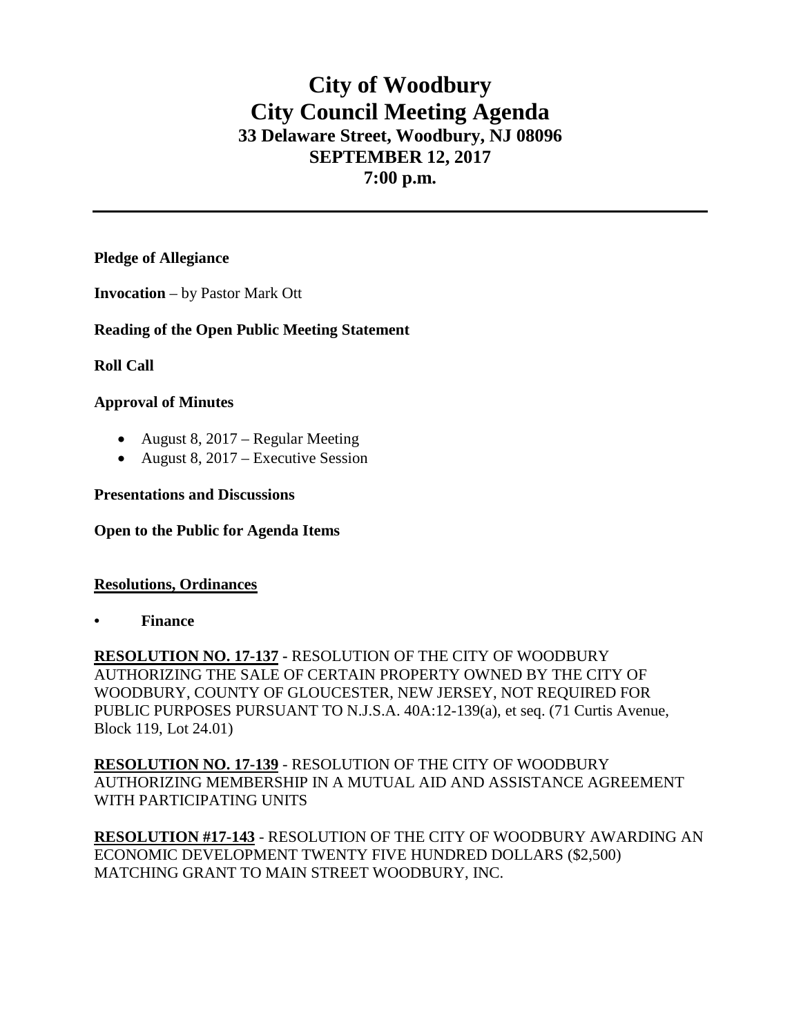# City of Woodbury
# City Council Meeting Agenda
### 33 Delaware Street, Woodbury, NJ 08096
### SEPTEMBER 12, 2017
### 7:00 p.m.

---

**Pledge of Allegiance**

**Invocation** – by Pastor Mark Ott

**Reading of the Open Public Meeting Statement**

**Roll Call**

**Approval of Minutes**

- August 8, 2017 – Regular Meeting
- August 8, 2017 – Executive Session

**Presentations and Discussions**

**Open to the Public for Agenda Items**

**<u>Resolutions, Ordinances</u>**

- **Finance**

**<u>RESOLUTION NO. 17-137</u> -** RESOLUTION OF THE CITY OF WOODBURY AUTHORIZING THE SALE OF CERTAIN PROPERTY OWNED BY THE CITY OF WOODBURY, COUNTY OF GLOUCESTER, NEW JERSEY, NOT REQUIRED FOR PUBLIC PURPOSES PURSUANT TO N.J.S.A. 40A:12-139(a), et seq. (71 Curtis Avenue, Block 119, Lot 24.01)

**<u>RESOLUTION NO. 17-139</u>** - RESOLUTION OF THE CITY OF WOODBURY AUTHORIZING MEMBERSHIP IN A MUTUAL AID AND ASSISTANCE AGREEMENT WITH PARTICIPATING UNITS

**<u>RESOLUTION #17-143</u>** - RESOLUTION OF THE CITY OF WOODBURY AWARDING AN ECONOMIC DEVELOPMENT TWENTY FIVE HUNDRED DOLLARS ($2,500) MATCHING GRANT TO MAIN STREET WOODBURY, INC.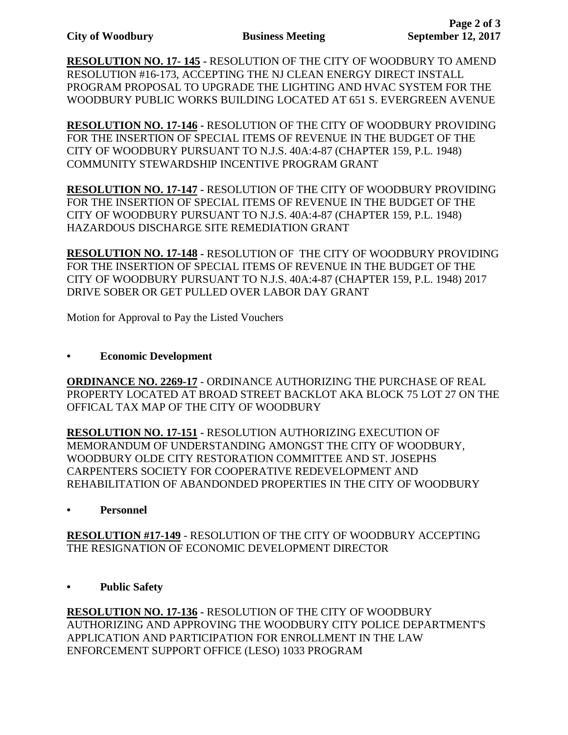**RESOLUTION NO. 17- 145** - RESOLUTION OF THE CITY OF WOODBURY TO AMEND RESOLUTION #16-173, ACCEPTING THE NJ CLEAN ENERGY DIRECT INSTALL PROGRAM PROPOSAL TO UPGRADE THE LIGHTING AND HVAC SYSTEM FOR THE WOODBURY PUBLIC WORKS BUILDING LOCATED AT 651 S. EVERGREEN AVENUE

**RESOLUTION NO. 17-146** - RESOLUTION OF THE CITY OF WOODBURY PROVIDING FOR THE INSERTION OF SPECIAL ITEMS OF REVENUE IN THE BUDGET OF THE CITY OF WOODBURY PURSUANT TO N.J.S. 40A:4-87 (CHAPTER 159, P.L. 1948) COMMUNITY STEWARDSHIP INCENTIVE PROGRAM GRANT

**RESOLUTION NO. 17-147** - RESOLUTION OF THE CITY OF WOODBURY PROVIDING FOR THE INSERTION OF SPECIAL ITEMS OF REVENUE IN THE BUDGET OF THE CITY OF WOODBURY PURSUANT TO N.J.S. 40A:4-87 (CHAPTER 159, P.L. 1948) HAZARDOUS DISCHARGE SITE REMEDIATION GRANT

**RESOLUTION NO. 17-148** - RESOLUTION OF THE CITY OF WOODBURY PROVIDING FOR THE INSERTION OF SPECIAL ITEMS OF REVENUE IN THE BUDGET OF THE CITY OF WOODBURY PURSUANT TO N.J.S. 40A:4-87 (CHAPTER 159, P.L. 1948) 2017 DRIVE SOBER OR GET PULLED OVER LABOR DAY GRANT

Motion for Approval to Pay the Listed Vouchers

- **Economic Development**

**ORDINANCE NO. 2269-17** - ORDINANCE AUTHORIZING THE PURCHASE OF REAL PROPERTY LOCATED AT BROAD STREET BACKLOT AKA BLOCK 75 LOT 27 ON THE OFFICAL TAX MAP OF THE CITY OF WOODBURY

**RESOLUTION NO. 17-151** - RESOLUTION AUTHORIZING EXECUTION OF MEMORANDUM OF UNDERSTANDING AMONGST THE CITY OF WOODBURY, WOODBURY OLDE CITY RESTORATION COMMITTEE AND ST. JOSEPHS CARPENTERS SOCIETY FOR COOPERATIVE REDEVELOPMENT AND REHABILITATION OF ABANDONDED PROPERTIES IN THE CITY OF WOODBURY

- **Personnel**

**RESOLUTION #17-149** - RESOLUTION OF THE CITY OF WOODBURY ACCEPTING THE RESIGNATION OF ECONOMIC DEVELOPMENT DIRECTOR

- **Public Safety**

**RESOLUTION NO. 17-136** - RESOLUTION OF THE CITY OF WOODBURY AUTHORIZING AND APPROVING THE WOODBURY CITY POLICE DEPARTMENT'S APPLICATION AND PARTICIPATION FOR ENROLLMENT IN THE LAW ENFORCEMENT SUPPORT OFFICE (LESO) 1033 PROGRAM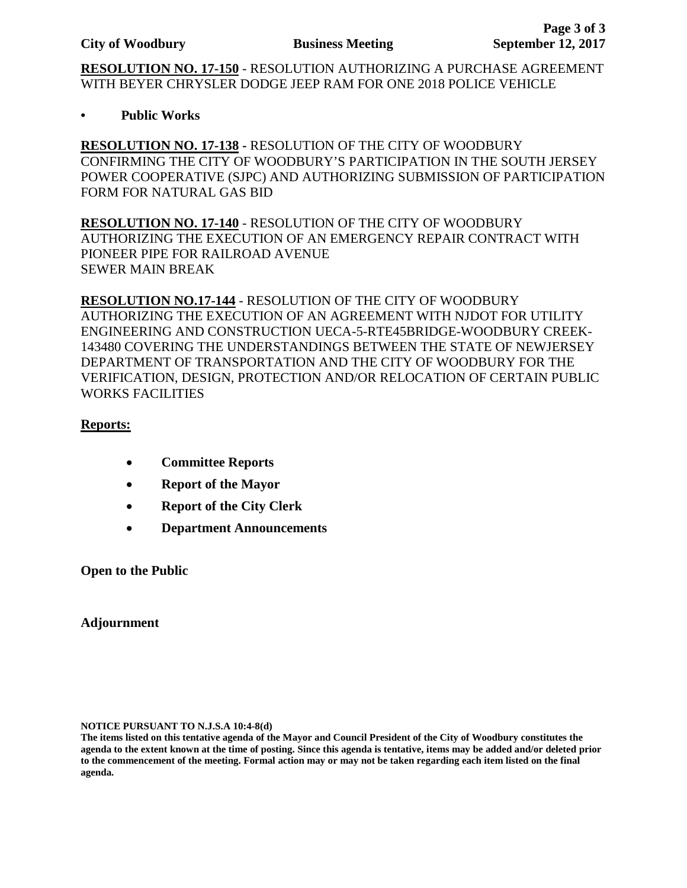**RESOLUTION NO. 17-150** - RESOLUTION AUTHORIZING A PURCHASE AGREEMENT WITH BEYER CHRYSLER DODGE JEEP RAM FOR ONE 2018 POLICE VEHICLE

- **Public Works**

**RESOLUTION NO. 17-138** - RESOLUTION OF THE CITY OF WOODBURY CONFIRMING THE CITY OF WOODBURY'S PARTICIPATION IN THE SOUTH JERSEY POWER COOPERATIVE (SJPC) AND AUTHORIZING SUBMISSION OF PARTICIPATION FORM FOR NATURAL GAS BID

**RESOLUTION NO. 17-140** - RESOLUTION OF THE CITY OF WOODBURY AUTHORIZING THE EXECUTION OF AN EMERGENCY REPAIR CONTRACT WITH PIONEER PIPE FOR RAILROAD AVENUE SEWER MAIN BREAK

**RESOLUTION NO.17-144** - RESOLUTION OF THE CITY OF WOODBURY AUTHORIZING THE EXECUTION OF AN AGREEMENT WITH NJDOT FOR UTILITY ENGINEERING AND CONSTRUCTION UECA-5-RTE45BRIDGE-WOODBURY CREEK-143480 COVERING THE UNDERSTANDINGS BETWEEN THE STATE OF NEWJERSEY DEPARTMENT OF TRANSPORTATION AND THE CITY OF WOODBURY FOR THE VERIFICATION, DESIGN, PROTECTION AND/OR RELOCATION OF CERTAIN PUBLIC WORKS FACILITIES

**Reports:**

- **Committee Reports**
- **Report of the Mayor**
- **Report of the City Clerk**
- **Department Announcements**

**Open to the Public**

**Adjournment**

**NOTICE PURSUANT TO N.J.S.A 10:4-8(d)**
**The items listed on this tentative agenda of the Mayor and Council President of the City of Woodbury constitutes the agenda to the extent known at the time of posting. Since this agenda is tentative, items may be added and/or deleted prior to the commencement of the meeting. Formal action may or may not be taken regarding each item listed on the final agenda.**